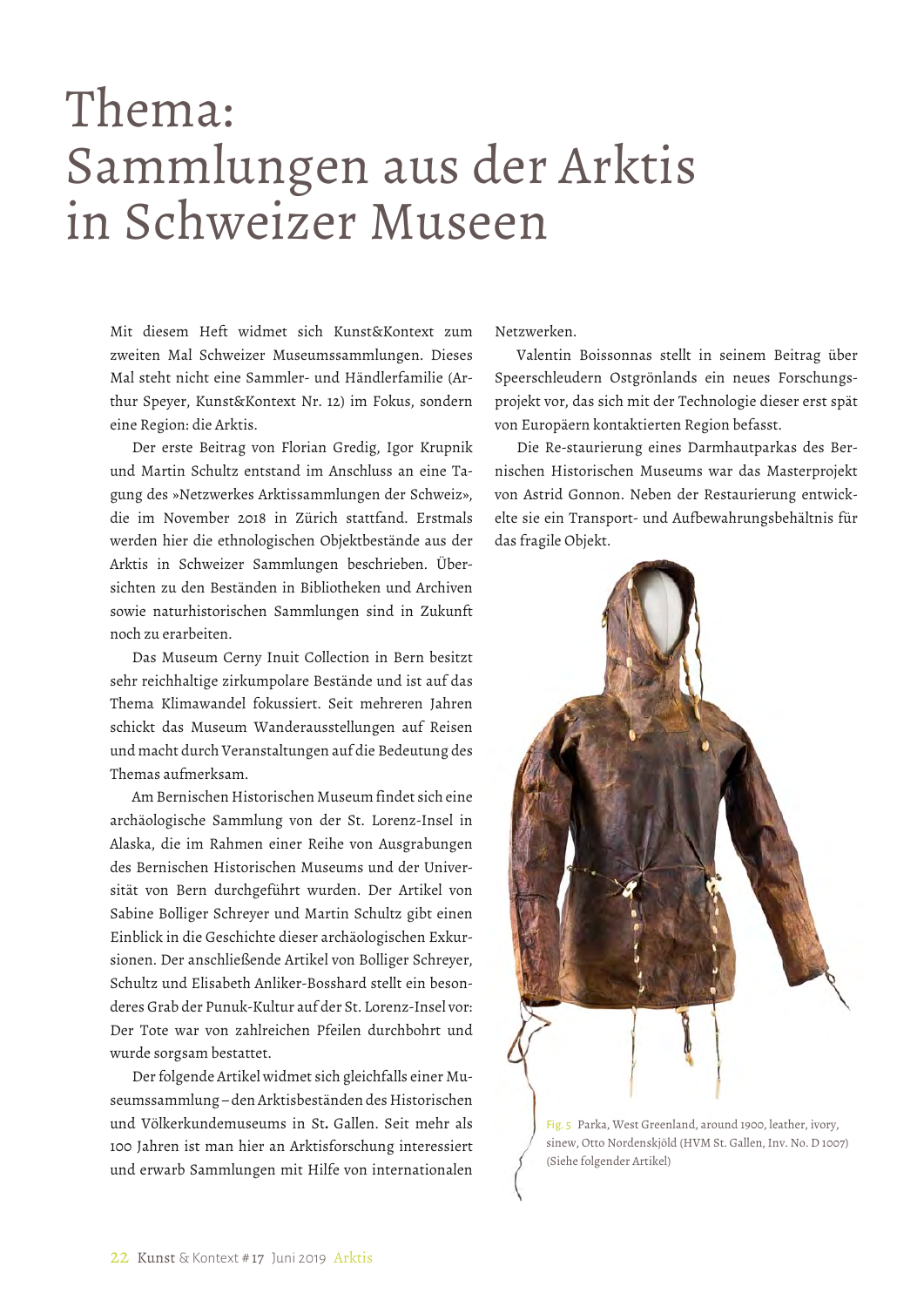# Thema: Sammlungen aus der Arktis in Schweizer Museen

Mit diesem Heft widmet sich Kunst&Kontext zum zweiten Mal Schweizer Museumssammlungen. Dieses Mal steht nicht eine Sammler- und Händlerfamilie (Arthur Speyer, Kunst&Kontext Nr. 12) im Fokus, sondern eine Region: die Arktis.

Der erste Beitrag von Florian Gredig, Igor Krupnik und Martin Schultz entstand im Anschluss an eine Tagung des »Netzwerkes Arktissammlungen der Schweiz«, die im November 2018 in Zürich stattfand. Erstmals werden hier die ethnologischen Objektbestände aus der Arktis in Schweizer Sammlungen beschrieben. Übersichten zu den Beständen in Bibliotheken und Archiven sowie naturhistorischen Sammlungen sind in Zukunft noch zu erarbeiten.

Das Museum Cerny Inuit Collection in Bern besitzt sehr reichhaltige zirkumpolare Bestände und ist auf das Thema Klimawandel fokussiert. Seit mehreren Jahren schickt das Museum Wanderausstellungen auf Reisen und macht durch Veranstaltungen auf die Bedeutung des Themas aufmerksam.

Am Bernischen Historischen Museum findet sich eine archäologische Sammlung von der St. Lorenz-Insel in Alaska, die im Rahmen einer Reihe von Ausgrabungen des Bernischen Historischen Museums und der Universität von Bern durchgeführt wurden. Der Artikel von Sabine Bolliger Schreyer und Martin Schultz gibt einen Einblick in die Geschichte dieser archäologischen Exkursionen. Der anschließende Artikel von Bolliger Schreyer, Schultz und Elisabeth Anliker-Bosshard stellt ein besonderes Grab der Punuk-Kultur auf der St. Lorenz-Insel vor: Der Tote war von zahlreichen Pfeilen durchbohrt und wurde sorgsam bestattet.

Der folgende Artikel widmet sich gleichfalls einer Museumssammlung – den Arktisbeständen des Historischen und Völkerkundemuseums in St. Gallen. Seit mehr als 100 Jahren ist man hier an Arktisforschung interessiert und erwarb Sammlungen mit Hilfe von internationalen Netzwerken.

Valentin Boissonnas stellt in seinem Beitrag über Speerschleudern Ostgrönlands ein neues Forschungsprojekt vor, das sich mit der Technologie dieser erst spät von Europäern kontaktierten Region befasst.

Die Re-staurierung eines Darmhautparkas des Bernischen Historischen Museums war das Masterprojekt von Astrid Gonnon. Neben der Restaurierung entwickelte sie ein Transport- und Aufbewahrungsbehältnis für das fragile Objekt.

Fig. 5 Parka, West Greenland, around 1900, leather, ivory, sinew, Otto Nordenskjöld (HVM St. Gallen, Inv. No. D 1007) (Siehe folgender Artikel)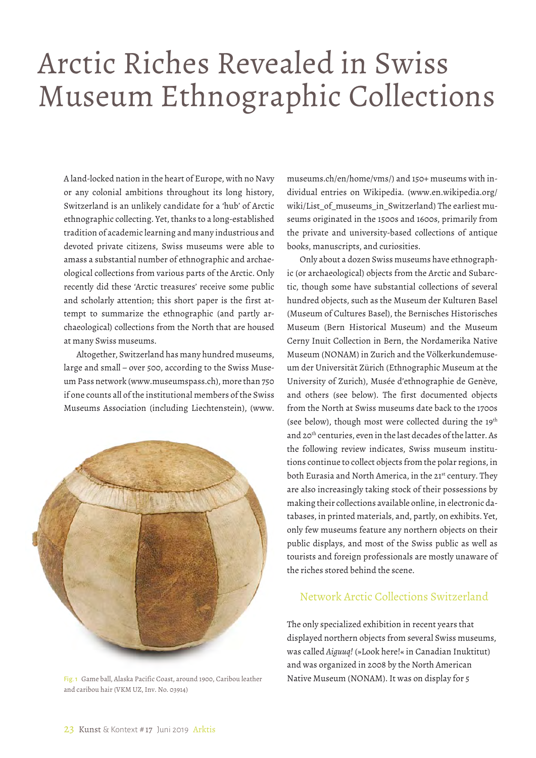# Arctic Riches Revealed in Swiss Museum Ethnographic Collections

A land-locked nation in the heart of Europe, with no Navy or any colonial ambitions throughout its long history, Switzerland is an unlikely candidate for a 'hub' of Arctic ethnographic collecting. Yet, thanks to a long-established tradition of academic learning and many industrious and devoted private citizens, Swiss museums were able to amass a substantial number of ethnographic and archaeological collections from various parts of the Arctic. Only recently did these 'Arctic treasures' receive some public and scholarly attention; this short paper is the first attempt to summarize the ethnographic (and partly archaeological) collections from the North that are housed at many Swiss museums.

Altogether, Switzerland has many hundred museums, large and small – over 500, according to the Swiss Museum Pass network (www.museumspass.ch), more than 750 if one counts all of the institutional members of the Swiss Museums Association (including Liechtenstein), (www.museums.ch/en/home/vms/) and 150+ museums with individual entries on Wikipedia. (www.en.wikipedia.org/wiki/List_of_museums_in_Switzerland) The earliest museums originated in the 1500s and 1600s, primarily from the private and university-based collections of antique books, manuscripts, and curiosities.

Fig. 1 Game ball, Alaska Pacific Coast, around 1900, Caribou leather and caribou hair (VKM UZ, Inv. No. 03914)

Only about a dozen Swiss museums have ethnographic (or archaeological) objects from the Arctic and Subarctic, though some have substantial collections of several hundred objects, such as the Museum der Kulturen Basel (Museum of Cultures Basel), the Bernisches Historisches Museum (Bern Historical Museum) and the Museum Cerny Inuit Collection in Bern, the Nordamerika Native Museum (NONAM) in Zurich and the Völkerkundemuseum der Universität Zürich (Ethnographic Museum at the University of Zurich), Musée d'ethnographie de Genève, and others (see below). The first documented objects from the North at Swiss museums date back to the 1700s (see below), though most were collected during the 19th and 20th centuries, even in the last decades of the latter. As the following review indicates, Swiss museum institutions continue to collect objects from the polar regions, in both Eurasia and North America, in the 21st century. They are also increasingly taking stock of their possessions by making their collections available online, in electronic databases, in printed materials, and, partly, on exhibits. Yet, only few museums feature any northern objects on their public displays, and most of the Swiss public as well as tourists and foreign professionals are mostly unaware of the riches stored behind the scene.

## Network Arctic Collections Switzerland

The only specialized exhibition in recent years that displayed northern objects from several Swiss museums, was called *Aiguuq!* (»Look here!« in Canadian Inuktitut) and was organized in 2008 by the North American Native Museum (NONAM). It was on display for 5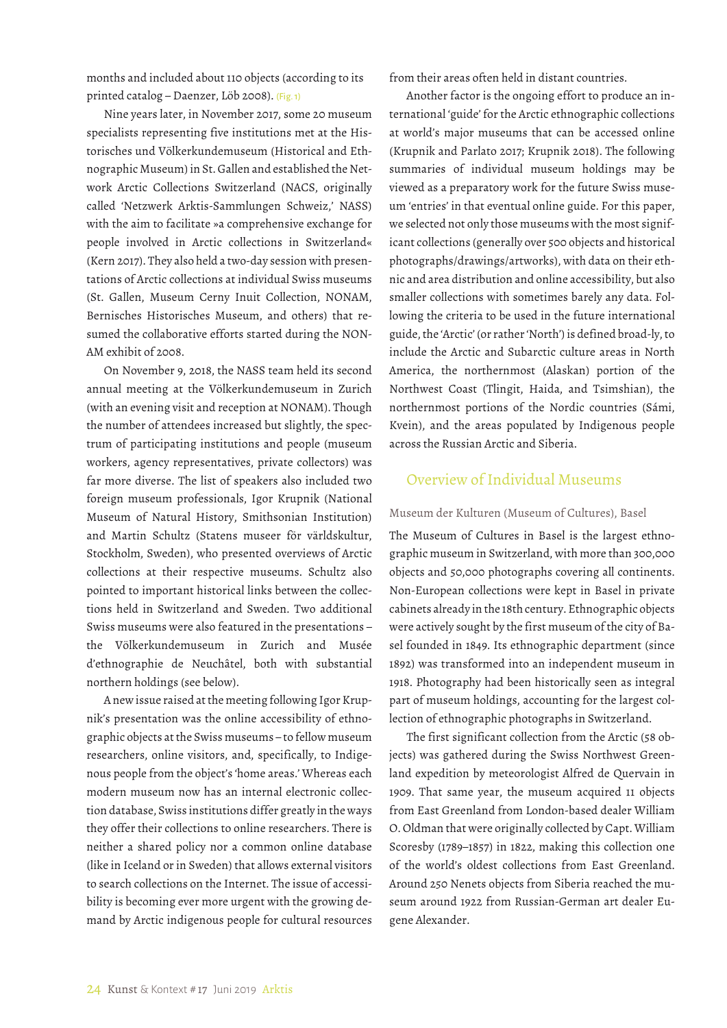months and included about 110 objects (according to its printed catalog – Daenzer, Löb 2008). (Fig. 1)

Nine years later, in November 2017, some 20 museum specialists representing five institutions met at the Historisches und Völkerkundemuseum (Historical and Ethnographic Museum) in St. Gallen and established the Network Arctic Collections Switzerland (NACS, originally called 'Netzwerk Arktis-Sammlungen Schweiz,' NASS) with the aim to facilitate »a comprehensive exchange for people involved in Arctic collections in Switzerland« (Kern 2017). They also held a two-day session with presentations of Arctic collections at individual Swiss museums (St. Gallen, Museum Cerny Inuit Collection, NONAM, Bernisches Historisches Museum, and others) that resumed the collaborative efforts started during the NONAM exhibit of 2008.

On November 9, 2018, the NASS team held its second annual meeting at the Völkerkundemuseum in Zurich (with an evening visit and reception at NONAM). Though the number of attendees increased but slightly, the spectrum of participating institutions and people (museum workers, agency representatives, private collectors) was far more diverse. The list of speakers also included two foreign museum professionals, Igor Krupnik (National Museum of Natural History, Smithsonian Institution) and Martin Schultz (Statens museer för världskultur, Stockholm, Sweden), who presented overviews of Arctic collections at their respective museums. Schultz also pointed to important historical links between the collections held in Switzerland and Sweden. Two additional Swiss museums were also featured in the presentations – the Völkerkundemuseum in Zurich and Musée d'ethnographie de Neuchâtel, both with substantial northern holdings (see below).

A new issue raised at the meeting following Igor Krupnik's presentation was the online accessibility of ethnographic objects at the Swiss museums – to fellow museum researchers, online visitors, and, specifically, to Indigenous people from the object's 'home areas.' Whereas each modern museum now has an internal electronic collection database, Swiss institutions differ greatly in the ways they offer their collections to online researchers. There is neither a shared policy nor a common online database (like in Iceland or in Sweden) that allows external visitors to search collections on the Internet. The issue of accessibility is becoming ever more urgent with the growing demand by Arctic indigenous people for cultural resources from their areas often held in distant countries.

Another factor is the ongoing effort to produce an international 'guide' for the Arctic ethnographic collections at world's major museums that can be accessed online (Krupnik and Parlato 2017; Krupnik 2018). The following summaries of individual museum holdings may be viewed as a preparatory work for the future Swiss museum 'entries' in that eventual online guide. For this paper, we selected not only those museums with the most significant collections (generally over 500 objects and historical photographs/drawings/artworks), with data on their ethnic and area distribution and online accessibility, but also smaller collections with sometimes barely any data. Following the criteria to be used in the future international guide, the 'Arctic' (or rather 'North') is defined broad-ly, to include the Arctic and Subarctic culture areas in North America, the northernmost (Alaskan) portion of the Northwest Coast (Tlingit, Haida, and Tsimshian), the northernmost portions of the Nordic countries (Sámi, Kvein), and the areas populated by Indigenous people across the Russian Arctic and Siberia.

## Overview of Individual Museums

### Museum der Kulturen (Museum of Cultures), Basel

The Museum of Cultures in Basel is the largest ethnographic museum in Switzerland, with more than 300,000 objects and 50,000 photographs covering all continents. Non-European collections were kept in Basel in private cabinets already in the 18th century. Ethnographic objects were actively sought by the first museum of the city of Basel founded in 1849. Its ethnographic department (since 1892) was transformed into an independent museum in 1918. Photography had been historically seen as integral part of museum holdings, accounting for the largest collection of ethnographic photographs in Switzerland.

The first significant collection from the Arctic (58 objects) was gathered during the Swiss Northwest Greenland expedition by meteorologist Alfred de Quervain in 1909. That same year, the museum acquired 11 objects from East Greenland from London-based dealer William O. Oldman that were originally collected by Capt. William Scoresby (1789–1857) in 1822, making this collection one of the world's oldest collections from East Greenland. Around 250 Nenets objects from Siberia reached the museum around 1922 from Russian-German art dealer Eugene Alexander.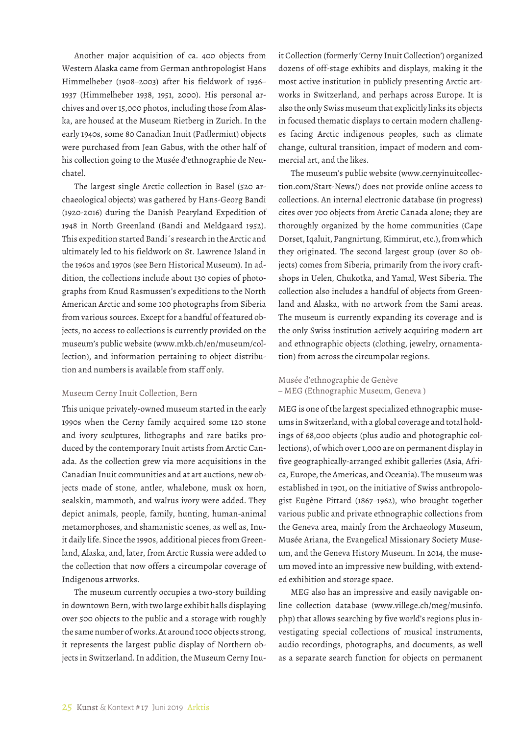Another major acquisition of ca. 400 objects from Western Alaska came from German anthropologist Hans Himmelheber (1908–2003) after his fieldwork of 1936–1937 (Himmelheber 1938, 1951, 2000). His personal archives and over 15,000 photos, including those from Alaska, are housed at the Museum Rietberg in Zurich. In the early 1940s, some 80 Canadian Inuit (Padlermiut) objects were purchased from Jean Gabus, with the other half of his collection going to the Musée d'ethnographie de Neuchatel.

The largest single Arctic collection in Basel (520 archaeological objects) was gathered by Hans-Georg Bandi (1920-2016) during the Danish Pearyland Expedition of 1948 in North Greenland (Bandi and Meldgaard 1952). This expedition started Bandi´s research in the Arctic and ultimately led to his fieldwork on St. Lawrence Island in the 1960s and 1970s (see Bern Historical Museum). In addition, the collections include about 130 copies of photographs from Knud Rasmussen's expeditions to the North American Arctic and some 100 photographs from Siberia from various sources. Except for a handful of featured objects, no access to collections is currently provided on the museum's public website (www.mkb.ch/en/museum/collection), and information pertaining to object distribution and numbers is available from staff only.

### Museum Cerny Inuit Collection, Bern

This unique privately-owned museum started in the early 1990s when the Cerny family acquired some 120 stone and ivory sculptures, lithographs and rare batiks produced by the contemporary Inuit artists from Arctic Canada. As the collection grew via more acquisitions in the Canadian Inuit communities and at art auctions, new objects made of stone, antler, whalebone, musk ox horn, sealskin, mammoth, and walrus ivory were added. They depict animals, people, family, hunting, human-animal metamorphoses, and shamanistic scenes, as well as, Inuit daily life. Since the 1990s, additional pieces from Greenland, Alaska, and, later, from Arctic Russia were added to the collection that now offers a circumpolar coverage of Indigenous artworks.

The museum currently occupies a two-story building in downtown Bern, with two large exhibit halls displaying over 500 objects to the public and a storage with roughly the same number of works. At around 1000 objects strong, it represents the largest public display of Northern objects in Switzerland. In addition, the Museum Cerny Inuit Collection (formerly 'Cerny Inuit Collection') organized dozens of off-stage exhibits and displays, making it the most active institution in publicly presenting Arctic artworks in Switzerland, and perhaps across Europe. It is also the only Swiss museum that explicitly links its objects in focused thematic displays to certain modern challenges facing Arctic indigenous peoples, such as climate change, cultural transition, impact of modern and commercial art, and the likes.

The museum's public website (www.cernyinuitcollection.com/Start-News/) does not provide online access to collections. An internal electronic database (in progress) cites over 700 objects from Arctic Canada alone; they are thoroughly organized by the home communities (Cape Dorset, Iqaluit, Pangnirtung, Kimmirut, etc.), from which they originated. The second largest group (over 80 objects) comes from Siberia, primarily from the ivory craftshops in Uelen, Chukotka, and Yamal, West Siberia. The collection also includes a handful of objects from Greenland and Alaska, with no artwork from the Sami areas. The museum is currently expanding its coverage and is the only Swiss institution actively acquiring modern art and ethnographic objects (clothing, jewelry, ornamentation) from across the circumpolar regions.

### Musée d'ethnographie de Genève – MEG (Ethnographic Museum, Geneva )

MEG is one of the largest specialized ethnographic museums in Switzerland, with a global coverage and total holdings of 68,000 objects (plus audio and photographic collections), of which over 1,000 are on permanent display in five geographically-arranged exhibit galleries (Asia, Africa, Europe, the Americas, and Oceania). The museum was established in 1901, on the initiative of Swiss anthropologist Eugène Pittard (1867–1962), who brought together various public and private ethnographic collections from the Geneva area, mainly from the Archaeology Museum, Musée Ariana, the Evangelical Missionary Society Museum, and the Geneva History Museum. In 2014, the museum moved into an impressive new building, with extended exhibition and storage space.

MEG also has an impressive and easily navigable online collection database (www.villege.ch/meg/musinfo.php) that allows searching by five world's regions plus investigating special collections of musical instruments, audio recordings, photographs, and documents, as well as a separate search function for objects on permanent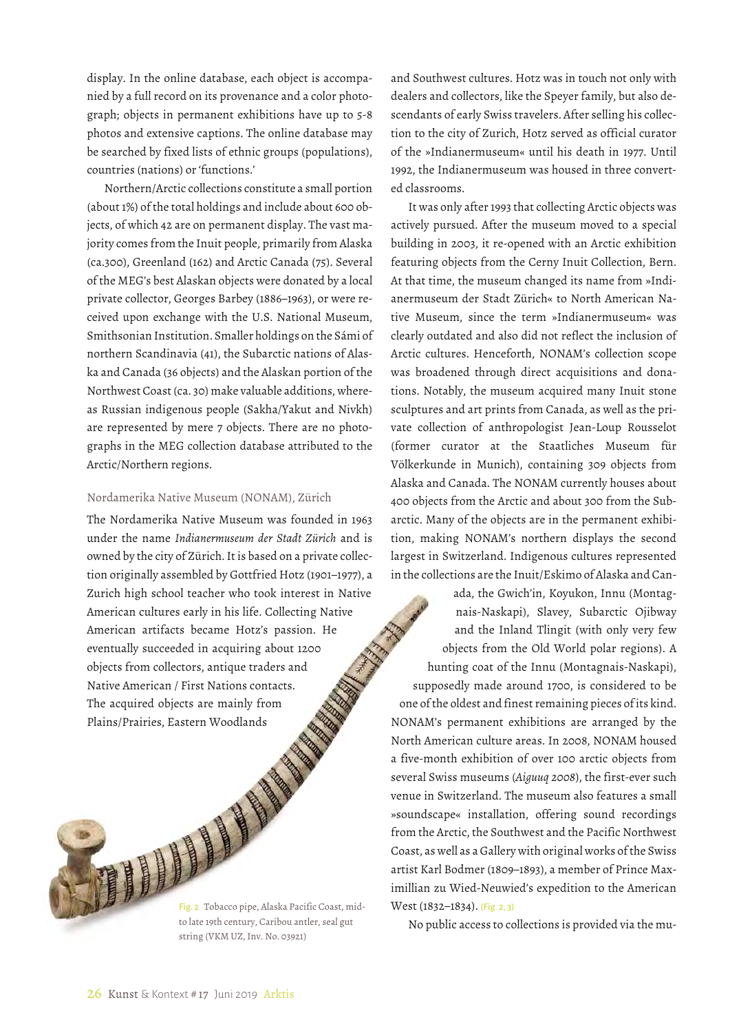display. In the online database, each object is accompanied by a full record on its provenance and a color photograph; objects in permanent exhibitions have up to 5-8 photos and extensive captions. The online database may be searched by fixed lists of ethnic groups (populations), countries (nations) or 'functions.'

Northern/Arctic collections constitute a small portion (about 1%) of the total holdings and include about 600 objects, of which 42 are on permanent display. The vast majority comes from the Inuit people, primarily from Alaska (ca.300), Greenland (162) and Arctic Canada (75). Several of the MEG's best Alaskan objects were donated by a local private collector, Georges Barbey (1886–1963), or were received upon exchange with the U.S. National Museum, Smithsonian Institution. Smaller holdings on the Sámi of northern Scandinavia (41), the Subarctic nations of Alaska and Canada (36 objects) and the Alaskan portion of the Northwest Coast (ca. 30) make valuable additions, whereas Russian indigenous people (Sakha/Yakut and Nivkh) are represented by mere 7 objects. There are no photographs in the MEG collection database attributed to the Arctic/Northern regions.

### Nordamerika Native Museum (NONAM), Zürich

The Nordamerika Native Museum was founded in 1963 under the name *Indianermuseum der Stadt Zürich* and is owned by the city of Zürich. It is based on a private collection originally assembled by Gottfried Hotz (1901–1977), a Zurich high school teacher who took interest in Native American cultures early in his life. Collecting Native American artifacts became Hotz's passion. He eventually succeeded in acquiring about 1200 objects from collectors, antique traders and Native American / First Nations contacts. The acquired objects are mainly from Plains/Prairies, Eastern Woodlands and Southwest cultures. Hotz was in touch not only with dealers and collectors, like the Speyer family, but also descendants of early Swiss travelers. After selling his collection to the city of Zurich, Hotz served as official curator of the »Indianermuseum« until his death in 1977. Until 1992, the Indianermuseum was housed in three converted classrooms.

It was only after 1993 that collecting Arctic objects was actively pursued. After the museum moved to a special building in 2003, it re-opened with an Arctic exhibition featuring objects from the Cerny Inuit Collection, Bern. At that time, the museum changed its name from »Indianermuseum der Stadt Zürich« to North American Native Museum, since the term »Indianermuseum« was clearly outdated and also did not reflect the inclusion of Arctic cultures. Henceforth, NONAM's collection scope was broadened through direct acquisitions and donations. Notably, the museum acquired many Inuit stone sculptures and art prints from Canada, as well as the private collection of anthropologist Jean-Loup Rousselot (former curator at the Staatliches Museum für Völkerkunde in Munich), containing 309 objects from Alaska and Canada. The NONAM currently houses about 400 objects from the Arctic and about 300 from the Subarctic. Many of the objects are in the permanent exhibition, making NONAM's northern displays the second largest in Switzerland. Indigenous cultures represented in the collections are the Inuit/Eskimo of Alaska and Canada, the Gwich'in, Koyukon, Innu (Montagnais-Naskapi), Slavey, Subarctic Ojibway and the Inland Tlingit (with only very few objects from the Old World polar regions). A hunting coat of the Innu (Montagnais-Naskapi), supposedly made around 1700, is considered to be one of the oldest and finest remaining pieces of its kind. NONAM's permanent exhibitions are arranged by the North American culture areas. In 2008, NONAM housed a five-month exhibition of over 100 arctic objects from several Swiss museums (*Aiguuq 2008*), the first-ever such venue in Switzerland. The museum also features a small »soundscape« installation, offering sound recordings from the Arctic, the Southwest and the Pacific Northwest Coast, as well as a Gallery with original works of the Swiss artist Karl Bodmer (1809–1893), a member of Prince Maximillian zu Wied-Neuwied's expedition to the American West (1832–1834). (Fig. 2, 3)

No public access to collections is provided via the mu-

Fig. 2 Tobacco pipe, Alaska Pacific Coast, mid- to late 19th century, Caribou antler, seal gut string (VKM UZ, Inv. No. 03921)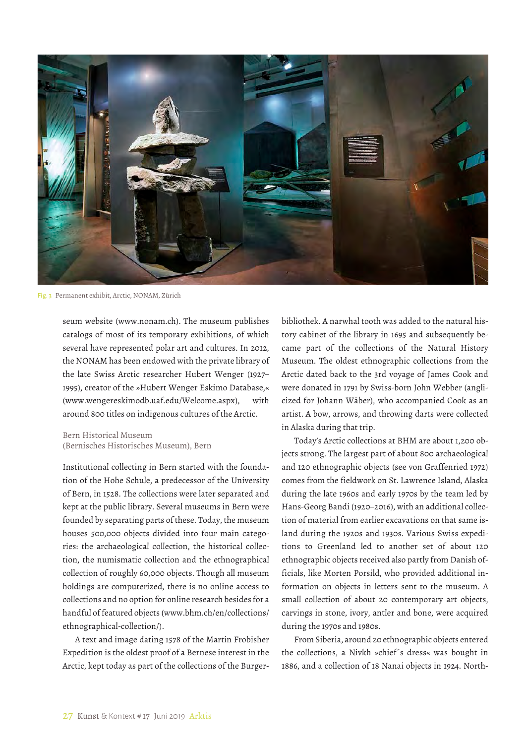Fig. 3 Permanent exhibit, Arctic, NONAM, Zürich

seum website (www.nonam.ch). The museum publishes catalogs of most of its temporary exhibitions, of which several have represented polar art and cultures. In 2012, the NONAM has been endowed with the private library of the late Swiss Arctic researcher Hubert Wenger (1927–1995), creator of the »Hubert Wenger Eskimo Database,« (www.wengereskimodb.uaf.edu/Welcome.aspx), with around 800 titles on indigenous cultures of the Arctic.

### Bern Historical Museum (Bernisches Historisches Museum), Bern

Institutional collecting in Bern started with the foundation of the Hohe Schule, a predecessor of the University of Bern, in 1528. The collections were later separated and kept at the public library. Several museums in Bern were founded by separating parts of these. Today, the museum houses 500,000 objects divided into four main categories: the archaeological collection, the historical collection, the numismatic collection and the ethnographical collection of roughly 60,000 objects. Though all museum holdings are computerized, there is no online access to collections and no option for online research besides for a handful of featured objects (www.bhm.ch/en/collections/ethnographical-collection/).

A text and image dating 1578 of the Martin Frobisher Expedition is the oldest proof of a Bernese interest in the Arctic, kept today as part of the collections of the Burgerbibliothek. A narwhal tooth was added to the natural history cabinet of the library in 1695 and subsequently became part of the collections of the Natural History Museum. The oldest ethnographic collections from the Arctic dated back to the 3rd voyage of James Cook and were donated in 1791 by Swiss-born John Webber (anglicized for Johann Wäber), who accompanied Cook as an artist. A bow, arrows, and throwing darts were collected in Alaska during that trip.

Today's Arctic collections at BHM are about 1,200 objects strong. The largest part of about 800 archaeological and 120 ethnographic objects (see von Graffenried 1972) comes from the fieldwork on St. Lawrence Island, Alaska during the late 1960s and early 1970s by the team led by Hans-Georg Bandi (1920–2016), with an additional collection of material from earlier excavations on that same island during the 1920s and 1930s. Various Swiss expeditions to Greenland led to another set of about 120 ethnographic objects received also partly from Danish officials, like Morten Porsild, who provided additional information on objects in letters sent to the museum. A small collection of about 20 contemporary art objects, carvings in stone, ivory, antler and bone, were acquired during the 1970s and 1980s.

From Siberia, around 20 ethnographic objects entered the collections, a Nivkh »chief´s dress« was bought in 1886, and a collection of 18 Nanai objects in 1924. North-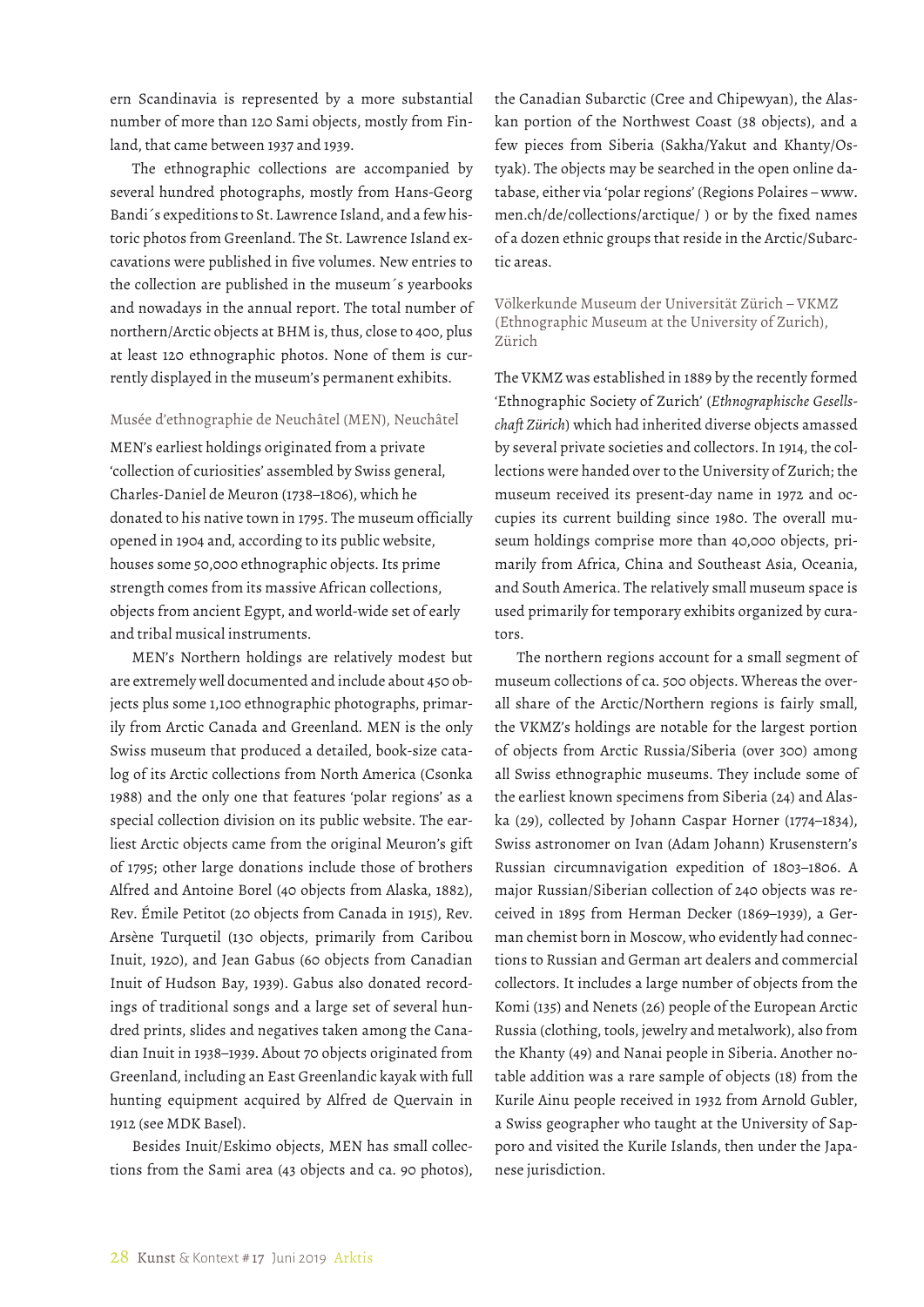ern Scandinavia is represented by a more substantial number of more than 120 Sami objects, mostly from Finland, that came between 1937 and 1939.

The ethnographic collections are accompanied by several hundred photographs, mostly from Hans-Georg Bandi´s expeditions to St. Lawrence Island, and a few historic photos from Greenland. The St. Lawrence Island excavations were published in five volumes. New entries to the collection are published in the museum´s yearbooks and nowadays in the annual report. The total number of northern/Arctic objects at BHM is, thus, close to 400, plus at least 120 ethnographic photos. None of them is currently displayed in the museum's permanent exhibits.

### Musée d'ethnographie de Neuchâtel (MEN), Neuchâtel

MEN's earliest holdings originated from a private 'collection of curiosities' assembled by Swiss general, Charles-Daniel de Meuron (1738–1806), which he donated to his native town in 1795. The museum officially opened in 1904 and, according to its public website, houses some 50,000 ethnographic objects. Its prime strength comes from its massive African collections, objects from ancient Egypt, and world-wide set of early and tribal musical instruments.

MEN's Northern holdings are relatively modest but are extremely well documented and include about 450 objects plus some 1,100 ethnographic photographs, primarily from Arctic Canada and Greenland. MEN is the only Swiss museum that produced a detailed, book-size catalog of its Arctic collections from North America (Csonka 1988) and the only one that features 'polar regions' as a special collection division on its public website. The earliest Arctic objects came from the original Meuron's gift of 1795; other large donations include those of brothers Alfred and Antoine Borel (40 objects from Alaska, 1882), Rev. Émile Petitot (20 objects from Canada in 1915), Rev. Arsène Turquetil (130 objects, primarily from Caribou Inuit, 1920), and Jean Gabus (60 objects from Canadian Inuit of Hudson Bay, 1939). Gabus also donated recordings of traditional songs and a large set of several hundred prints, slides and negatives taken among the Canadian Inuit in 1938–1939. About 70 objects originated from Greenland, including an East Greenlandic kayak with full hunting equipment acquired by Alfred de Quervain in 1912 (see MDK Basel).

Besides Inuit/Eskimo objects, MEN has small collections from the Sami area (43 objects and ca. 90 photos), the Canadian Subarctic (Cree and Chipewyan), the Alaskan portion of the Northwest Coast (38 objects), and a few pieces from Siberia (Sakha/Yakut and Khanty/Ostyak). The objects may be searched in the open online database, either via 'polar regions' (Regions Polaires – www.men.ch/de/collections/arctique/ ) or by the fixed names of a dozen ethnic groups that reside in the Arctic/Subarctic areas.

### Völkerkunde Museum der Universität Zürich – VKMZ (Ethnographic Museum at the University of Zurich), Zürich

The VKMZ was established in 1889 by the recently formed 'Ethnographic Society of Zurich' (*Ethnographische Gesellschaft Zürich*) which had inherited diverse objects amassed by several private societies and collectors. In 1914, the collections were handed over to the University of Zurich; the museum received its present-day name in 1972 and occupies its current building since 1980. The overall museum holdings comprise more than 40,000 objects, primarily from Africa, China and Southeast Asia, Oceania, and South America. The relatively small museum space is used primarily for temporary exhibits organized by curators.

The northern regions account for a small segment of museum collections of ca. 500 objects. Whereas the overall share of the Arctic/Northern regions is fairly small, the VKMZ's holdings are notable for the largest portion of objects from Arctic Russia/Siberia (over 300) among all Swiss ethnographic museums. They include some of the earliest known specimens from Siberia (24) and Alaska (29), collected by Johann Caspar Horner (1774–1834), Swiss astronomer on Ivan (Adam Johann) Krusenstern's Russian circumnavigation expedition of 1803–1806. A major Russian/Siberian collection of 240 objects was received in 1895 from Herman Decker (1869–1939), a German chemist born in Moscow, who evidently had connections to Russian and German art dealers and commercial collectors. It includes a large number of objects from the Komi (135) and Nenets (26) people of the European Arctic Russia (clothing, tools, jewelry and metalwork), also from the Khanty (49) and Nanai people in Siberia. Another notable addition was a rare sample of objects (18) from the Kurile Ainu people received in 1932 from Arnold Gubler, a Swiss geographer who taught at the University of Sapporo and visited the Kurile Islands, then under the Japanese jurisdiction.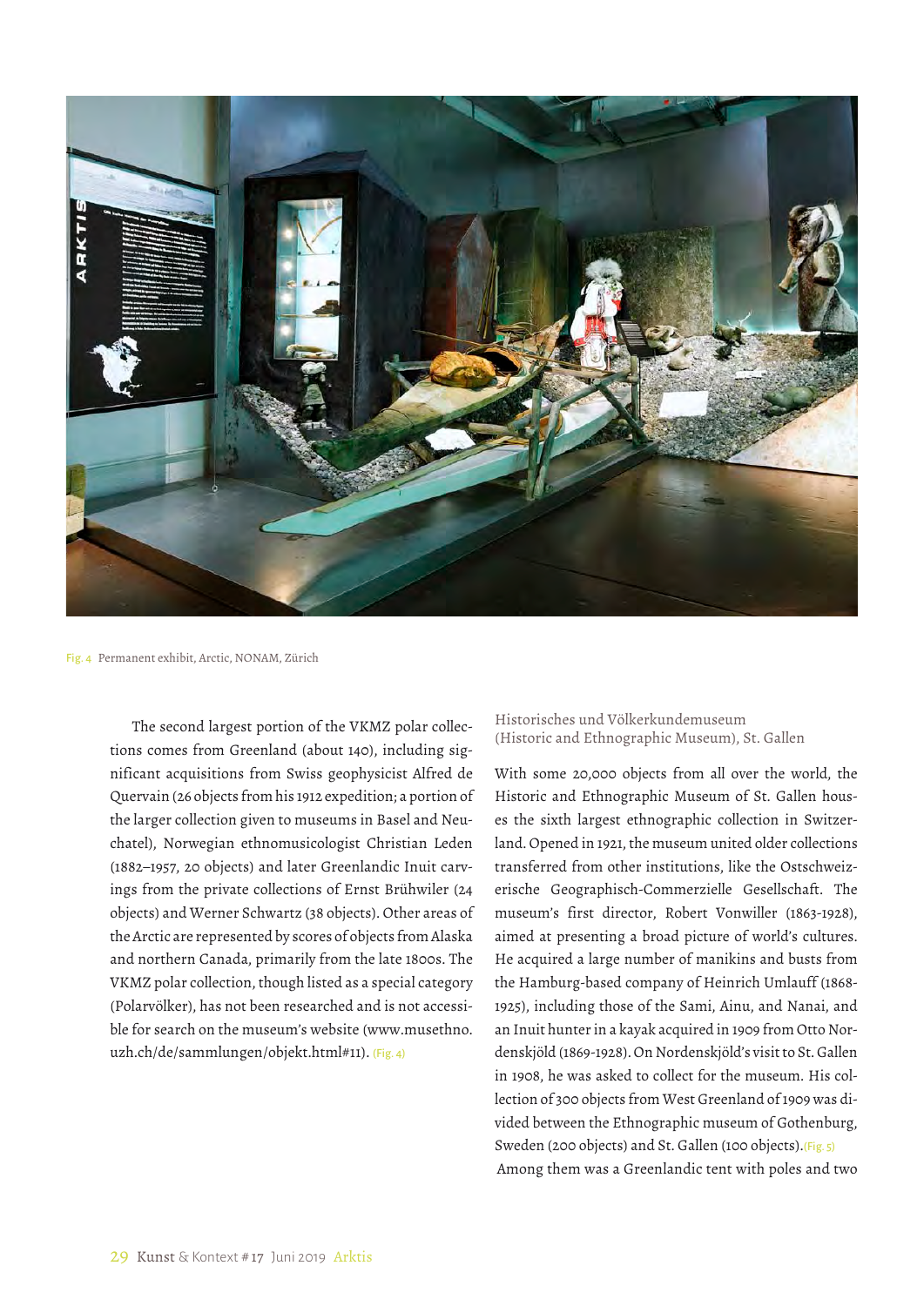Fig. 4 Permanent exhibit, Arctic, NONAM, Zürich

The second largest portion of the VKMZ polar collections comes from Greenland (about 140), including significant acquisitions from Swiss geophysicist Alfred de Quervain (26 objects from his 1912 expedition; a portion of the larger collection given to museums in Basel and Neuchatel), Norwegian ethnomusicologist Christian Leden (1882–1957, 20 objects) and later Greenlandic Inuit carvings from the private collections of Ernst Brühwiler (24 objects) and Werner Schwartz (38 objects). Other areas of the Arctic are represented by scores of objects from Alaska and northern Canada, primarily from the late 1800s. The VKMZ polar collection, though listed as a special category (Polarvölker), has not been researched and is not accessible for search on the museum's website (www.musethno.uzh.ch/de/sammlungen/objekt.html#11). (Fig. 4)

### Historisches und Völkerkundemuseum (Historic and Ethnographic Museum), St. Gallen

With some 20,000 objects from all over the world, the Historic and Ethnographic Museum of St. Gallen houses the sixth largest ethnographic collection in Switzerland. Opened in 1921, the museum united older collections transferred from other institutions, like the Ostschweizerische Geographisch-Commerzielle Gesellschaft. The museum's first director, Robert Vonwiller (1863-1928), aimed at presenting a broad picture of world's cultures. He acquired a large number of manikins and busts from the Hamburg-based company of Heinrich Umlauff (1868-1925), including those of the Sami, Ainu, and Nanai, and an Inuit hunter in a kayak acquired in 1909 from Otto Nordenskjöld (1869-1928). On Nordenskjöld's visit to St. Gallen in 1908, he was asked to collect for the museum. His collection of 300 objects from West Greenland of 1909 was divided between the Ethnographic museum of Gothenburg, Sweden (200 objects) and St. Gallen (100 objects). (Fig. 5) Among them was a Greenlandic tent with poles and two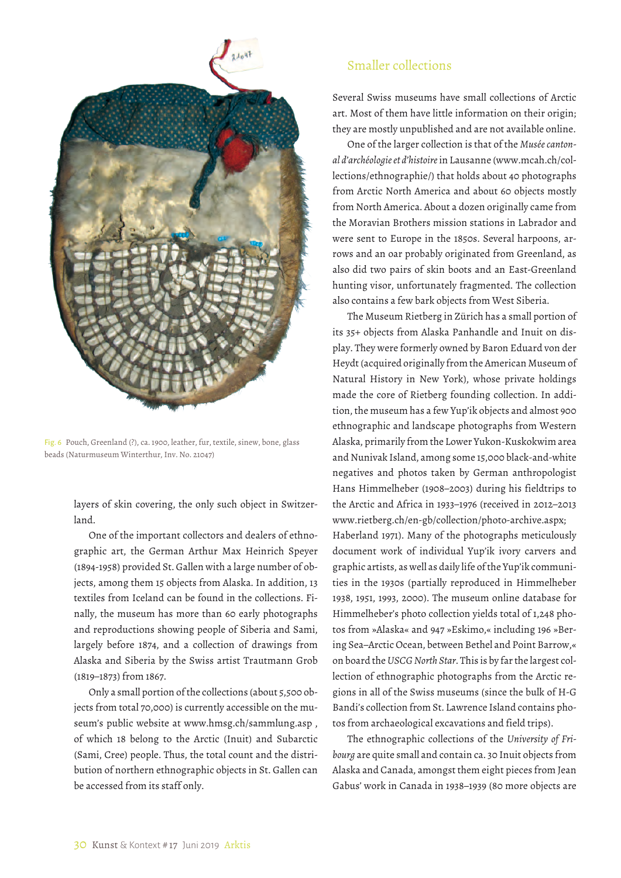Fig. 6 Pouch, Greenland (?), ca. 1900, leather, fur, textile, sinew, bone, glass beads (Naturmuseum Winterthur, Inv. No. 21047)

layers of skin covering, the only such object in Switzerland.

One of the important collectors and dealers of ethnographic art, the German Arthur Max Heinrich Speyer (1894-1958) provided St. Gallen with a large number of objects, among them 15 objects from Alaska. In addition, 13 textiles from Iceland can be found in the collections. Finally, the museum has more than 60 early photographs and reproductions showing people of Siberia and Sami, largely before 1874, and a collection of drawings from Alaska and Siberia by the Swiss artist Trautmann Grob (1819–1873) from 1867.

Only a small portion of the collections (about 5,500 objects from total 70,000) is currently accessible on the museum's public website at www.hmsg.ch/sammlung.asp , of which 18 belong to the Arctic (Inuit) and Subarctic (Sami, Cree) people. Thus, the total count and the distribution of northern ethnographic objects in St. Gallen can be accessed from its staff only.

## Smaller collections

Several Swiss museums have small collections of Arctic art. Most of them have little information on their origin; they are mostly unpublished and are not available online.

One of the larger collection is that of the *Musée cantonal d'archéologie et d'histoire* in Lausanne (www.mcah.ch/collections/ethnographie/) that holds about 40 photographs from Arctic North America and about 60 objects mostly from North America. About a dozen originally came from the Moravian Brothers mission stations in Labrador and were sent to Europe in the 1850s. Several harpoons, arrows and an oar probably originated from Greenland, as also did two pairs of skin boots and an East-Greenland hunting visor, unfortunately fragmented. The collection also contains a few bark objects from West Siberia.

The Museum Rietberg in Zürich has a small portion of its 35+ objects from Alaska Panhandle and Inuit on display. They were formerly owned by Baron Eduard von der Heydt (acquired originally from the American Museum of Natural History in New York), whose private holdings made the core of Rietberg founding collection. In addition, the museum has a few Yup'ik objects and almost 900 ethnographic and landscape photographs from Western Alaska, primarily from the Lower Yukon-Kuskokwim area and Nunivak Island, among some 15,000 black-and-white negatives and photos taken by German anthropologist Hans Himmelheber (1908–2003) during his fieldtrips to the Arctic and Africa in 1933–1976 (received in 2012–2013 www.rietberg.ch/en-gb/collection/photo-archive.aspx; Haberland 1971). Many of the photographs meticulously document work of individual Yup'ik ivory carvers and graphic artists, as well as daily life of the Yup'ik communities in the 1930s (partially reproduced in Himmelheber 1938, 1951, 1993, 2000). The museum online database for Himmelheber's photo collection yields total of 1,248 photos from »Alaska« and 947 »Eskimo,« including 196 »Bering Sea–Arctic Ocean, between Bethel and Point Barrow,« on board the *USCG North Star*. This is by far the largest collection of ethnographic photographs from the Arctic regions in all of the Swiss museums (since the bulk of H-G Bandi's collection from St. Lawrence Island contains photos from archaeological excavations and field trips).

The ethnographic collections of the *University of Fribourg* are quite small and contain ca. 30 Inuit objects from Alaska and Canada, amongst them eight pieces from Jean Gabus' work in Canada in 1938–1939 (80 more objects are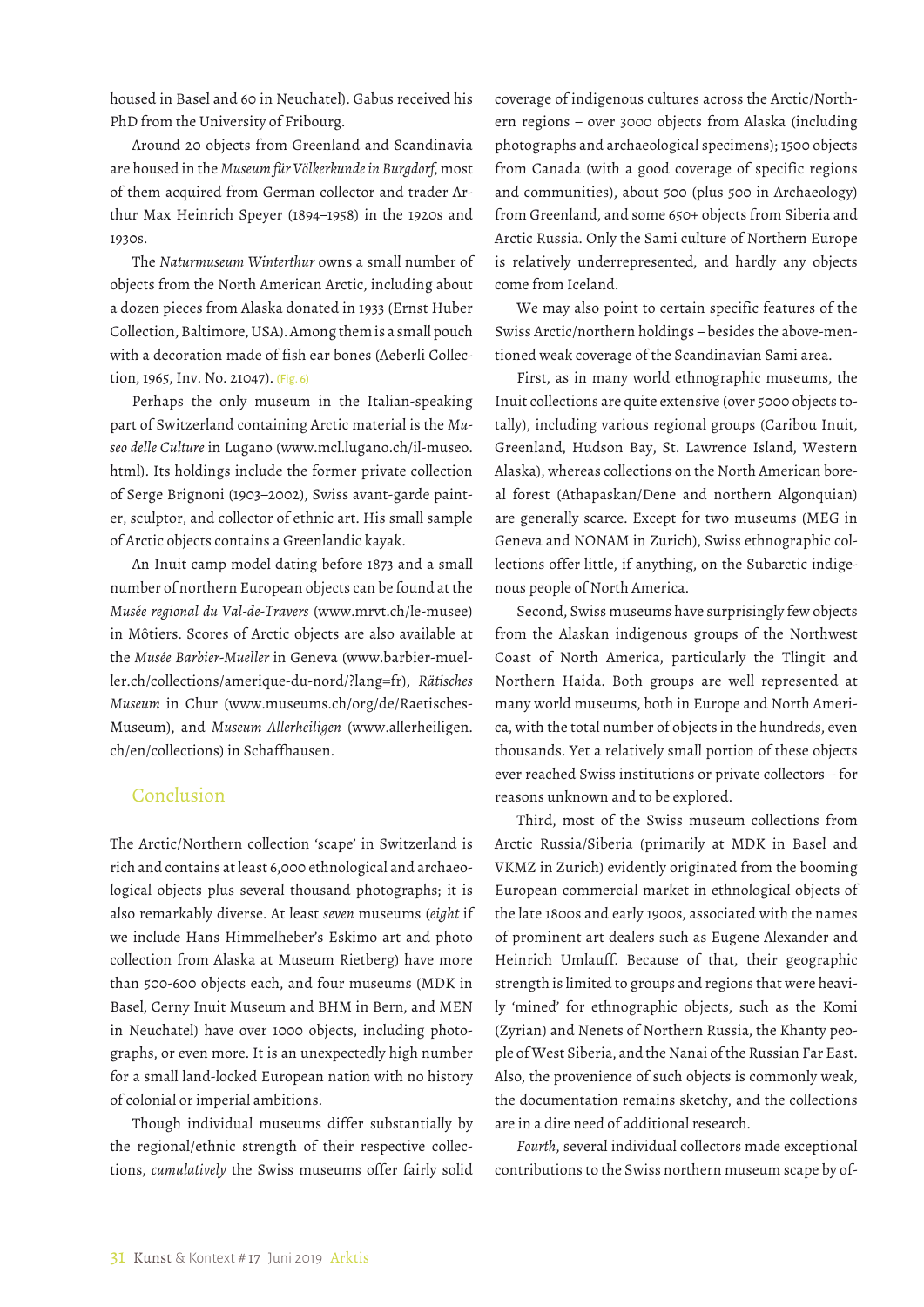housed in Basel and 60 in Neuchatel). Gabus received his PhD from the University of Fribourg.

Around 20 objects from Greenland and Scandinavia are housed in the *Museum für Völkerkunde in Burgdorf*, most of them acquired from German collector and trader Arthur Max Heinrich Speyer (1894–1958) in the 1920s and 1930s.

The *Naturmuseum Winterthur* owns a small number of objects from the North American Arctic, including about a dozen pieces from Alaska donated in 1933 (Ernst Huber Collection, Baltimore, USA). Among them is a small pouch with a decoration made of fish ear bones (Aeberli Collection, 1965, Inv. No. 21047). (Fig. 6)

Perhaps the only museum in the Italian-speaking part of Switzerland containing Arctic material is the *Museo delle Culture* in Lugano (www.mcl.lugano.ch/il-museo.html). Its holdings include the former private collection of Serge Brignoni (1903–2002), Swiss avant-garde painter, sculptor, and collector of ethnic art. His small sample of Arctic objects contains a Greenlandic kayak.

An Inuit camp model dating before 1873 and a small number of northern European objects can be found at the *Musée regional du Val-de-Travers* (www.mrvt.ch/le-musee) in Môtiers. Scores of Arctic objects are also available at the *Musée Barbier-Mueller* in Geneva (www.barbier-mueller.ch/collections/amerique-du-nord/?lang=fr), *Rätisches Museum* in Chur (www.museums.ch/org/de/Raetisches-Museum), and *Museum Allerheiligen* (www.allerheiligen.ch/en/collections) in Schaffhausen.

## Conclusion

The Arctic/Northern collection 'scape' in Switzerland is rich and contains at least 6,000 ethnological and archaeological objects plus several thousand photographs; it is also remarkably diverse. At least *seven* museums (*eight* if we include Hans Himmelheber's Eskimo art and photo collection from Alaska at Museum Rietberg) have more than 500-600 objects each, and four museums (MDK in Basel, Cerny Inuit Museum and BHM in Bern, and MEN in Neuchatel) have over 1000 objects, including photographs, or even more. It is an unexpectedly high number for a small land-locked European nation with no history of colonial or imperial ambitions.

Though individual museums differ substantially by the regional/ethnic strength of their respective collections, *cumulatively* the Swiss museums offer fairly solid coverage of indigenous cultures across the Arctic/Northern regions – over 3000 objects from Alaska (including photographs and archaeological specimens); 1500 objects from Canada (with a good coverage of specific regions and communities), about 500 (plus 500 in Archaeology) from Greenland, and some 650+ objects from Siberia and Arctic Russia. Only the Sami culture of Northern Europe is relatively underrepresented, and hardly any objects come from Iceland.

We may also point to certain specific features of the Swiss Arctic/northern holdings – besides the above-mentioned weak coverage of the Scandinavian Sami area.

First, as in many world ethnographic museums, the Inuit collections are quite extensive (over 5000 objects totally), including various regional groups (Caribou Inuit, Greenland, Hudson Bay, St. Lawrence Island, Western Alaska), whereas collections on the North American boreal forest (Athapaskan/Dene and northern Algonquian) are generally scarce. Except for two museums (MEG in Geneva and NONAM in Zurich), Swiss ethnographic collections offer little, if anything, on the Subarctic indigenous people of North America.

Second, Swiss museums have surprisingly few objects from the Alaskan indigenous groups of the Northwest Coast of North America, particularly the Tlingit and Northern Haida. Both groups are well represented at many world museums, both in Europe and North America, with the total number of objects in the hundreds, even thousands. Yet a relatively small portion of these objects ever reached Swiss institutions or private collectors – for reasons unknown and to be explored.

Third, most of the Swiss museum collections from Arctic Russia/Siberia (primarily at MDK in Basel and VKMZ in Zurich) evidently originated from the booming European commercial market in ethnological objects of the late 1800s and early 1900s, associated with the names of prominent art dealers such as Eugene Alexander and Heinrich Umlauff. Because of that, their geographic strength is limited to groups and regions that were heavily 'mined' for ethnographic objects, such as the Komi (Zyrian) and Nenets of Northern Russia, the Khanty people of West Siberia, and the Nanai of the Russian Far East. Also, the provenience of such objects is commonly weak, the documentation remains sketchy, and the collections are in a dire need of additional research.

*Fourth*, several individual collectors made exceptional contributions to the Swiss northern museum scape by of-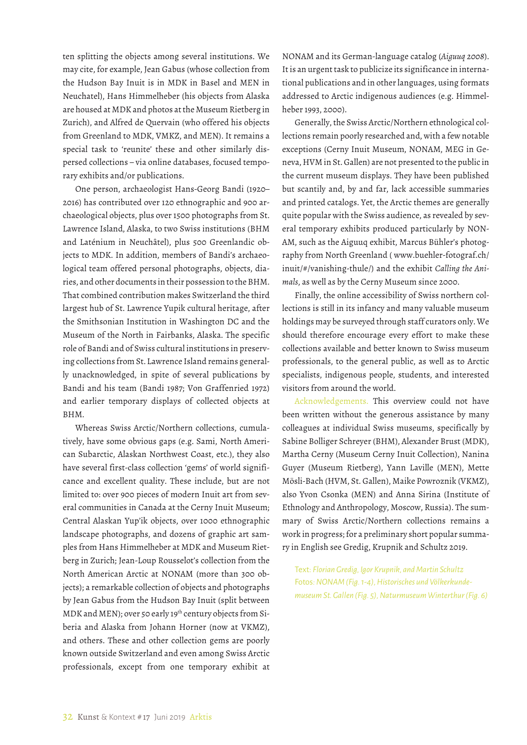ten splitting the objects among several institutions. We may cite, for example, Jean Gabus (whose collection from the Hudson Bay Inuit is in MDK in Basel and MEN in Neuchatel), Hans Himmelheber (his objects from Alaska are housed at MDK and photos at the Museum Rietberg in Zurich), and Alfred de Quervain (who offered his objects from Greenland to MDK, VMKZ, and MEN). It remains a special task to 'reunite' these and other similarly dispersed collections – via online databases, focused temporary exhibits and/or publications.

One person, archaeologist Hans-Georg Bandi (1920–2016) has contributed over 120 ethnographic and 900 archaeological objects, plus over 1500 photographs from St. Lawrence Island, Alaska, to two Swiss institutions (BHM and Laténium in Neuchâtel), plus 500 Greenlandic objects to MDK. In addition, members of Bandi's archaeological team offered personal photographs, objects, diaries, and other documents in their possession to the BHM. That combined contribution makes Switzerland the third largest hub of St. Lawrence Yupik cultural heritage, after the Smithsonian Institution in Washington DC and the Museum of the North in Fairbanks, Alaska. The specific role of Bandi and of Swiss cultural institutions in preserving collections from St. Lawrence Island remains generally unacknowledged, in spite of several publications by Bandi and his team (Bandi 1987; Von Graffenried 1972) and earlier temporary displays of collected objects at BHM.

Whereas Swiss Arctic/Northern collections, cumulatively, have some obvious gaps (e.g. Sami, North American Subarctic, Alaskan Northwest Coast, etc.), they also have several first-class collection 'gems' of world significance and excellent quality. These include, but are not limited to: over 900 pieces of modern Inuit art from several communities in Canada at the Cerny Inuit Museum; Central Alaskan Yup'ik objects, over 1000 ethnographic landscape photographs, and dozens of graphic art samples from Hans Himmelheber at MDK and Museum Rietberg in Zurich; Jean-Loup Rousselot's collection from the North American Arctic at NONAM (more than 300 objects); a remarkable collection of objects and photographs by Jean Gabus from the Hudson Bay Inuit (split between MDK and MEN); over 50 early 19th century objects from Siberia and Alaska from Johann Horner (now at VKMZ), and others. These and other collection gems are poorly known outside Switzerland and even among Swiss Arctic professionals, except from one temporary exhibit at NONAM and its German-language catalog (*Aiguuq 2008*). It is an urgent task to publicize its significance in international publications and in other languages, using formats addressed to Arctic indigenous audiences (e.g. Himmelheber 1993, 2000).

Generally, the Swiss Arctic/Northern ethnological collections remain poorly researched and, with a few notable exceptions (Cerny Inuit Museum, NONAM, MEG in Geneva, HVM in St. Gallen) are not presented to the public in the current museum displays. They have been published but scantily and, by and far, lack accessible summaries and printed catalogs. Yet, the Arctic themes are generally quite popular with the Swiss audience, as revealed by several temporary exhibits produced particularly by NONAM, such as the Aiguuq exhibit, Marcus Bühler's photography from North Greenland ( www.buehler-fotograf.ch/inuit/#/vanishing-thule/) and the exhibit *Calling the Animals*, as well as by the Cerny Museum since 2000.

Finally, the online accessibility of Swiss northern collections is still in its infancy and many valuable museum holdings may be surveyed through staff curators only. We should therefore encourage every effort to make these collections available and better known to Swiss museum professionals, to the general public, as well as to Arctic specialists, indigenous people, students, and interested visitors from around the world.

Acknowledgements. This overview could not have been written without the generous assistance by many colleagues at individual Swiss museums, specifically by Sabine Bolliger Schreyer (BHM), Alexander Brust (MDK), Martha Cerny (Museum Cerny Inuit Collection), Nanina Guyer (Museum Rietberg), Yann Laville (MEN), Mette Mösli-Bach (HVM, St. Gallen), Maike Powroznik (VKMZ), also Yvon Csonka (MEN) and Anna Sirina (Institute of Ethnology and Anthropology, Moscow, Russia). The summary of Swiss Arctic/Northern collections remains a work in progress; for a preliminary short popular summary in English see Gredig, Krupnik and Schultz 2019.

Text: *Florian Gredig, Igor Krupnik, and Martin Schultz*
Fotos: *NONAM (Fig. 1-4), Historisches und Völkerkundemuseum St. Gallen (Fig. 5), Naturmuseum Winterthur (Fig. 6)*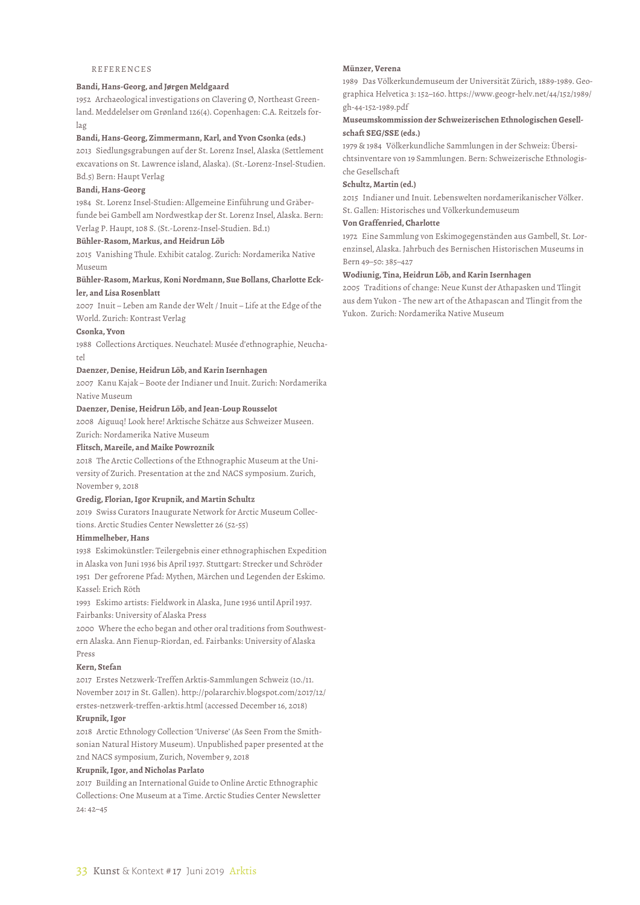## REFERENCES

**Bandi, Hans-Georg, and Jørgen Meldgaard**

1952 Archaeological investigations on Clavering Ø, Northeast Greenland. Meddelelser om Grønland 126(4). Copenhagen: C.A. Reitzels forlag

**Bandi, Hans-Georg, Zimmermann, Karl, and Yvon Csonka (eds.)**

2013 Siedlungsgrabungen auf der St. Lorenz Insel, Alaska (Settlement excavations on St. Lawrence island, Alaska). (St.-Lorenz-Insel-Studien. Bd.5) Bern: Haupt Verlag

**Bandi, Hans-Georg**

1984 St. Lorenz Insel-Studien: Allgemeine Einführung und Gräberfunde bei Gambell am Nordwestkap der St. Lorenz Insel, Alaska. Bern: Verlag P. Haupt, 108 S. (St.-Lorenz-Insel-Studien. Bd.1)

**Bühler-Rasom, Markus, and Heidrun Löb**

2015 Vanishing Thule. Exhibit catalog. Zurich: Nordamerika Native Museum

**Bühler-Rasom, Markus, Koni Nordmann, Sue Bollans, Charlotte Eckler, and Lisa Rosenblatt**

2007 Inuit – Leben am Rande der Welt / Inuit – Life at the Edge of the World. Zurich: Kontrast Verlag

**Csonka, Yvon**

1988 Collections Arctiques. Neuchatel: Musée d'ethnographie, Neuchatel

**Daenzer, Denise, Heidrun Löb, and Karin Isernhagen**

2007 Kanu Kajak – Boote der Indianer und Inuit. Zurich: Nordamerika Native Museum

**Daenzer, Denise, Heidrun Löb, and Jean-Loup Rousselot**

2008 Aiguuq! Look here! Arktische Schätze aus Schweizer Museen. Zurich: Nordamerika Native Museum

**Flitsch, Mareile, and Maike Powroznik**

2018 The Arctic Collections of the Ethnographic Museum at the University of Zurich. Presentation at the 2nd NACS symposium. Zurich, November 9, 2018

**Gredig, Florian, Igor Krupnik, and Martin Schultz**

2019 Swiss Curators Inaugurate Network for Arctic Museum Collections. Arctic Studies Center Newsletter 26 (52-55)

**Himmelheber, Hans**

1938 Eskimokünstler: Teilergebnis einer ethnographischen Expedition in Alaska von Juni 1936 bis April 1937. Stuttgart: Strecker und Schröder

1951 Der gefrorene Pfad: Mythen, Märchen und Legenden der Eskimo. Kassel: Erich Röth

1993 Eskimo artists: Fieldwork in Alaska, June 1936 until April 1937. Fairbanks: University of Alaska Press

2000 Where the echo began and other oral traditions from Southwestern Alaska. Ann Fienup-Riordan, ed. Fairbanks: University of Alaska Press

**Kern, Stefan**

2017 Erstes Netzwerk-Treffen Arktis-Sammlungen Schweiz (10./11. November 2017 in St. Gallen). http://polararchiv.blogspot.com/2017/12/erstes-netzwerk-treffen-arktis.html (accessed December 16, 2018)

**Krupnik, Igor**

2018 Arctic Ethnology Collection 'Universe' (As Seen From the Smithsonian Natural History Museum). Unpublished paper presented at the 2nd NACS symposium, Zurich, November 9, 2018

**Krupnik, Igor, and Nicholas Parlato**

2017 Building an International Guide to Online Arctic Ethnographic Collections: One Museum at a Time. Arctic Studies Center Newsletter 24: 42–45

**Münzer, Verena**

1989 Das Völkerkundemuseum der Universität Zürich, 1889-1989. Geographica Helvetica 3: 152–160. https://www.geogr-helv.net/44/152/1989/gh-44-152-1989.pdf

**Museumskommission der Schweizerischen Ethnologischen Gesellschaft SEG/SSE (eds.)**

1979 & 1984 Völkerkundliche Sammlungen in der Schweiz: Übersichtsinventare von 19 Sammlungen. Bern: Schweizerische Ethnologische Gesellschaft

**Schultz, Martin (ed.)**

2015 Indianer und Inuit. Lebenswelten nordamerikanischer Völker. St. Gallen: Historisches und Völkerkundemuseum

**Von Graffenried, Charlotte**

1972 Eine Sammlung von Eskimogegenständen aus Gambell, St. Lorenzinsel, Alaska. Jahrbuch des Bernischen Historischen Museums in Bern 49–50: 385–427

**Wodiunig, Tina, Heidrun Löb, and Karin Isernhagen**

2005 Traditions of change: Neue Kunst der Athapasken und Tlingit aus dem Yukon - The new art of the Athapascan and Tlingit from the Yukon. Zurich: Nordamerika Native Museum